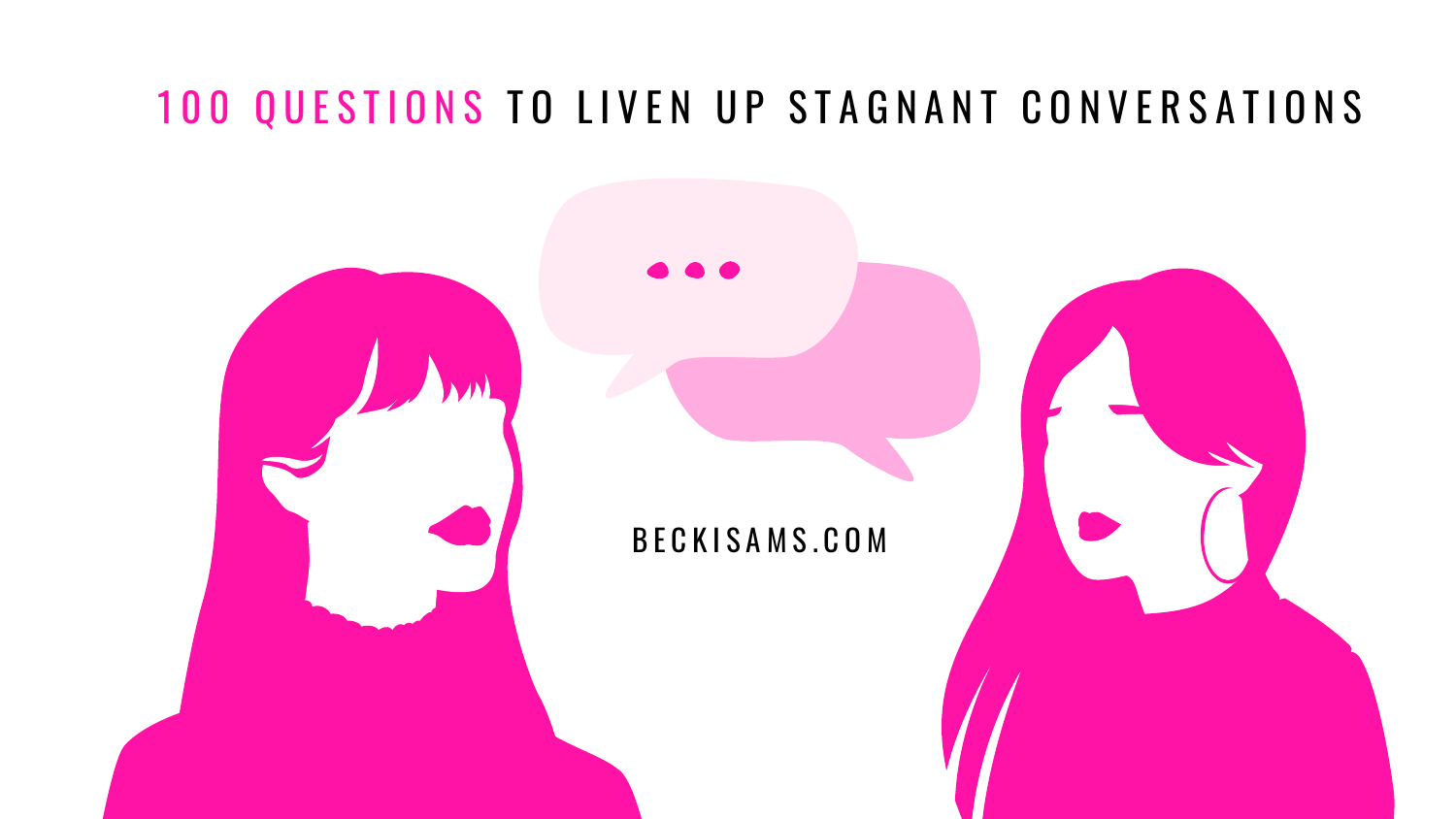# 100 QUESTIONS TO LIVEN UP STAGNANT CONVERSATIONS

BECKISAMS.COM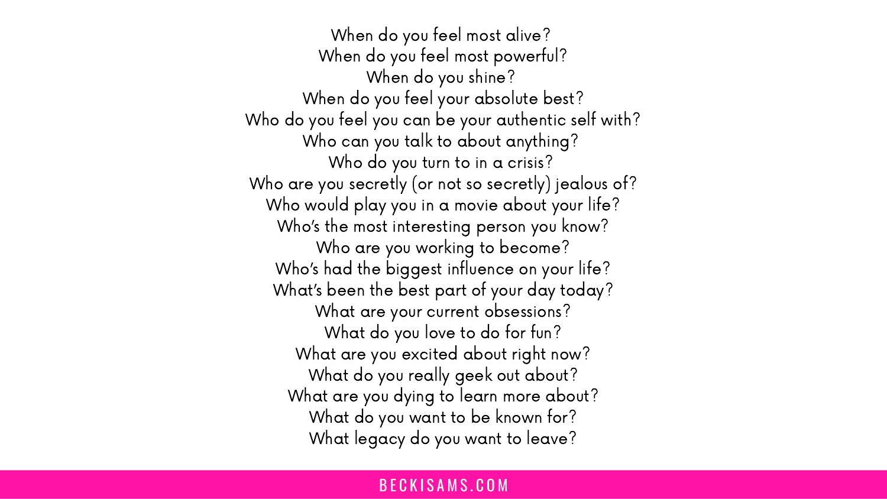When do you feel most alive?
When do you feel most powerful?
When do you shine?
When do you feel your absolute best?
Who do you feel you can be your authentic self with?
Who can you talk to about anything?
Who do you turn to in a crisis?
Who are you secretly (or not so secretly) jealous of?
Who would play you in a movie about your life?
Who's the most interesting person you know?
Who are you working to become?
Who's had the biggest influence on your life?
What's been the best part of your day today?
What are your current obsessions?
What do you love to do for fun?
What are you excited about right now?
What do you really geek out about?
What are you dying to learn more about?
What do you want to be known for?
What legacy do you want to leave?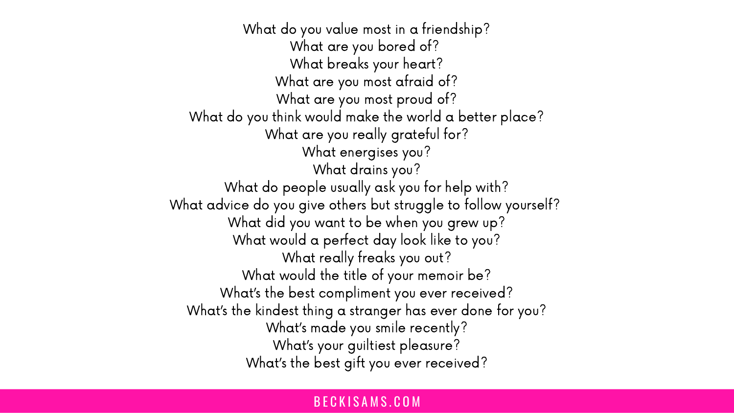What do you value most in a friendship?
What are you bored of?
What breaks your heart?
What are you most afraid of?
What are you most proud of?
What do you think would make the world a better place?
What are you really grateful for?
What energises you?
What drains you?
What do people usually ask you for help with?
What advice do you give others but struggle to follow yourself?
What did you want to be when you grew up?
What would a perfect day look like to you?
What really freaks you out?
What would the title of your memoir be?
What's the best compliment you ever received?
What's the kindest thing a stranger has ever done for you?
What's made you smile recently?
What's your guiltiest pleasure?
What's the best gift you ever received?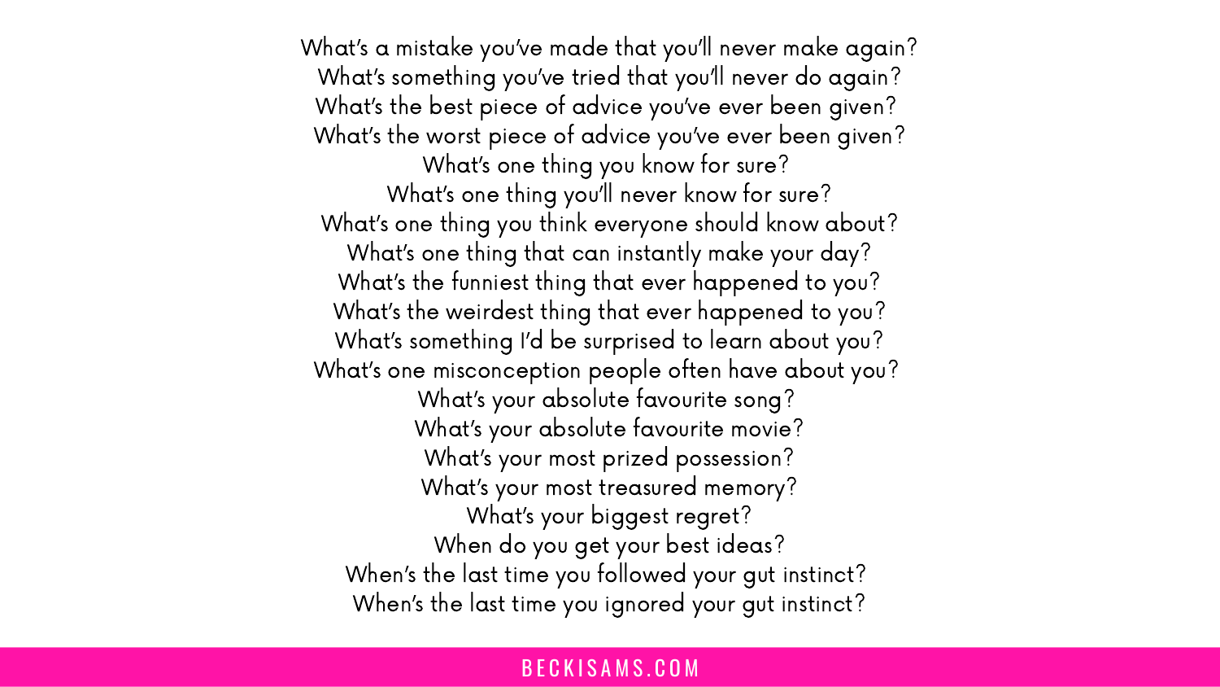What's a mistake you've made that you'll never make again?
What's something you've tried that you'll never do again?
What's the best piece of advice you've ever been given?
What's the worst piece of advice you've ever been given?
What's one thing you know for sure?
What's one thing you'll never know for sure?
What's one thing you think everyone should know about?
What's one thing that can instantly make your day?
What's the funniest thing that ever happened to you?
What's the weirdest thing that ever happened to you?
What's something I'd be surprised to learn about you?
What's one misconception people often have about you?
What's your absolute favourite song?
What's your absolute favourite movie?
What's your most prized possession?
What's your most treasured memory?
What's your biggest regret?
When do you get your best ideas?
When's the last time you followed your gut instinct?
When's the last time you ignored your gut instinct?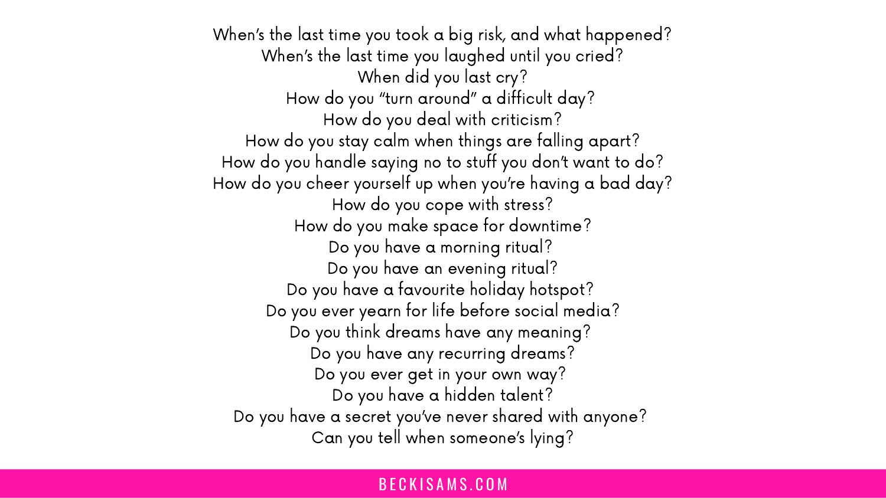When's the last time you took a big risk, and what happened?
When's the last time you laughed until you cried?
When did you last cry?
How do you "turn around" a difficult day?
How do you deal with criticism?
How do you stay calm when things are falling apart?
How do you handle saying no to stuff you don't want to do?
How do you cheer yourself up when you're having a bad day?
How do you cope with stress?
How do you make space for downtime?
Do you have a morning ritual?
Do you have an evening ritual?
Do you have a favourite holiday hotspot?
Do you ever yearn for life before social media?
Do you think dreams have any meaning?
Do you have any recurring dreams?
Do you ever get in your own way?
Do you have a hidden talent?
Do you have a secret you've never shared with anyone?
Can you tell when someone's lying?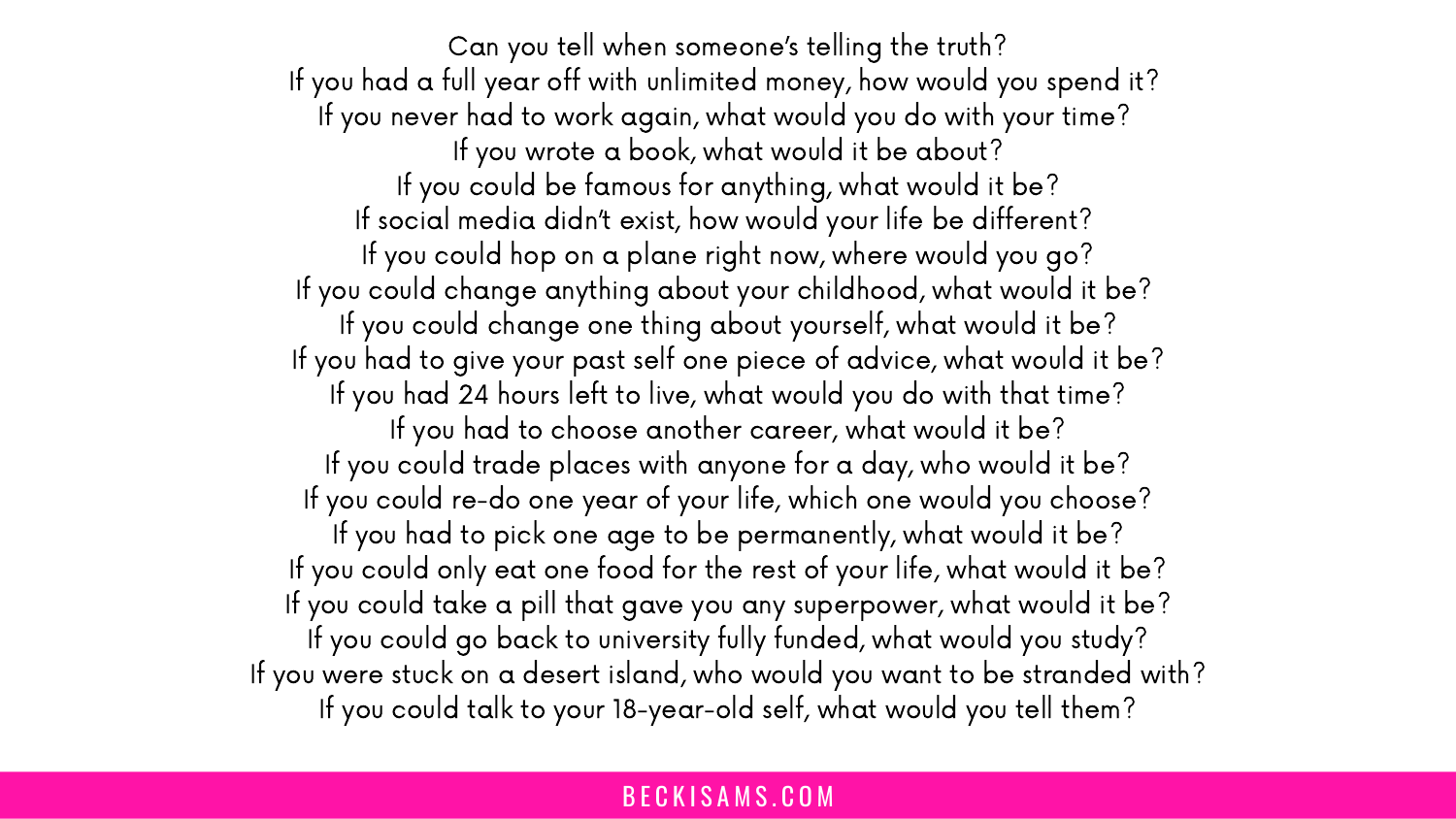Can you tell when someone's telling the truth?
If you had a full year off with unlimited money, how would you spend it?
If you never had to work again, what would you do with your time?
If you wrote a book, what would it be about?
If you could be famous for anything, what would it be?
If social media didn't exist, how would your life be different?
If you could hop on a plane right now, where would you go?
If you could change anything about your childhood, what would it be?
If you could change one thing about yourself, what would it be?
If you had to give your past self one piece of advice, what would it be?
If you had 24 hours left to live, what would you do with that time?
If you had to choose another career, what would it be?
If you could trade places with anyone for a day, who would it be?
If you could re-do one year of your life, which one would you choose?
If you had to pick one age to be permanently, what would it be?
If you could only eat one food for the rest of your life, what would it be?
If you could take a pill that gave you any superpower, what would it be?
If you could go back to university fully funded, what would you study?
If you were stuck on a desert island, who would you want to be stranded with?
If you could talk to your 18-year-old self, what would you tell them?